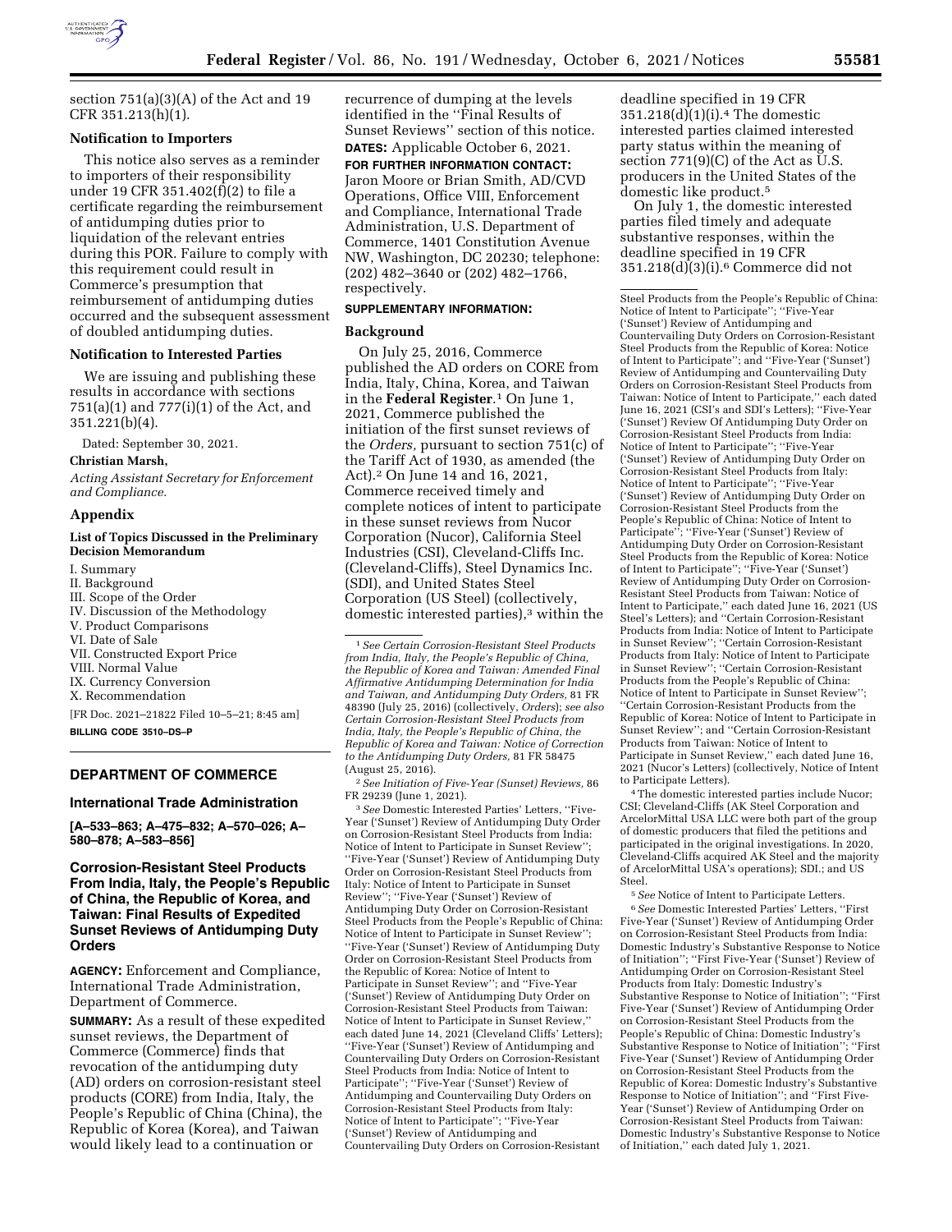section 751(a)(3)(A) of the Act and 19 CFR 351.213(h)(1).

**Notification to Importers**

This notice also serves as a reminder to importers of their responsibility under 19 CFR 351.402(f)(2) to file a certificate regarding the reimbursement of antidumping duties prior to liquidation of the relevant entries during this POR. Failure to comply with this requirement could result in Commerce's presumption that reimbursement of antidumping duties occurred and the subsequent assessment of doubled antidumping duties.

**Notification to Interested Parties**

We are issuing and publishing these results in accordance with sections 751(a)(1) and 777(i)(1) of the Act, and 351.221(b)(4).

Dated: September 30, 2021.

**Christian Marsh,**

*Acting Assistant Secretary for Enforcement and Compliance.*

**Appendix**

**List of Topics Discussed in the Preliminary Decision Memorandum**

I. Summary
II. Background
III. Scope of the Order
IV. Discussion of the Methodology
V. Product Comparisons
VI. Date of Sale
VII. Constructed Export Price
VIII. Normal Value
IX. Currency Conversion
X. Recommendation

[FR Doc. 2021–21822 Filed 10–5–21; 8:45 am]

**BILLING CODE 3510–DS–P**

## DEPARTMENT OF COMMERCE

### International Trade Administration

**[A–533–863; A–475–832; A–570–026; A–580–878; A–583–856]**

### Corrosion-Resistant Steel Products From India, Italy, the People's Republic of China, the Republic of Korea, and Taiwan: Final Results of Expedited Sunset Reviews of Antidumping Duty Orders

**AGENCY:** Enforcement and Compliance, International Trade Administration, Department of Commerce.

**SUMMARY:** As a result of these expedited sunset reviews, the Department of Commerce (Commerce) finds that revocation of the antidumping duty (AD) orders on corrosion-resistant steel products (CORE) from India, Italy, the People's Republic of China (China), the Republic of Korea (Korea), and Taiwan would likely lead to a continuation or recurrence of dumping at the levels identified in the ''Final Results of Sunset Reviews'' section of this notice.

**DATES:** Applicable October 6, 2021.

**FOR FURTHER INFORMATION CONTACT:** Jaron Moore or Brian Smith, AD/CVD Operations, Office VIII, Enforcement and Compliance, International Trade Administration, U.S. Department of Commerce, 1401 Constitution Avenue NW, Washington, DC 20230; telephone: (202) 482–3640 or (202) 482–1766, respectively.

**SUPPLEMENTARY INFORMATION:**

**Background**

On July 25, 2016, Commerce published the AD orders on CORE from India, Italy, China, Korea, and Taiwan in the **Federal Register**.[1] On June 1, 2021, Commerce published the initiation of the first sunset reviews of the *Orders,* pursuant to section 751(c) of the Tariff Act of 1930, as amended (the Act).[2] On June 14 and 16, 2021, Commerce received timely and complete notices of intent to participate in these sunset reviews from Nucor Corporation (Nucor), California Steel Industries (CSI), Cleveland-Cliffs Inc. (Cleveland-Cliffs), Steel Dynamics Inc. (SDI), and United States Steel Corporation (US Steel) (collectively, domestic interested parties),[3] within the deadline specified in 19 CFR 351.218(d)(1)(i).[4] The domestic interested parties claimed interested party status within the meaning of section 771(9)(C) of the Act as U.S. producers in the United States of the domestic like product.[5]

On July 1, the domestic interested parties filed timely and adequate substantive responses, within the deadline specified in 19 CFR 351.218(d)(3)(i).[6] Commerce did not

---

[1] *See Certain Corrosion-Resistant Steel Products from India, Italy, the People's Republic of China, the Republic of Korea and Taiwan: Amended Final Affirmative Antidumping Determination for India and Taiwan, and Antidumping Duty Orders,* 81 FR 48390 (July 25, 2016) (collectively, *Orders*); *see also Certain Corrosion-Resistant Steel Products from India, Italy, the People's Republic of China, the Republic of Korea and Taiwan: Notice of Correction to the Antidumping Duty Orders,* 81 FR 58475 (August 25, 2016).

[2] *See Initiation of Five-Year (Sunset) Reviews,* 86 FR 29239 (June 1, 2021).

[3] *See* Domestic Interested Parties' Letters, ''Five-Year ('Sunset') Review of Antidumping Duty Order on Corrosion-Resistant Steel Products from India: Notice of Intent to Participate in Sunset Review''; ''Five-Year ('Sunset') Review of Antidumping Duty Order on Corrosion-Resistant Steel Products from Italy: Notice of Intent to Participate in Sunset Review''; ''Five-Year ('Sunset') Review of Antidumping Duty Order on Corrosion-Resistant Steel Products from the People's Republic of China: Notice of Intent to Participate in Sunset Review''; ''Five-Year ('Sunset') Review of Antidumping Duty Order on Corrosion-Resistant Steel Products from the Republic of Korea: Notice of Intent to Participate in Sunset Review''; and ''Five-Year ('Sunset') Review of Antidumping Duty Order on Corrosion-Resistant Steel Products from Taiwan: Notice of Intent to Participate in Sunset Review,'' each dated June 14, 2021 (Cleveland Cliffs' Letters); ''Five-Year ('Sunset') Review of Antidumping and Countervailing Duty Orders on Corrosion-Resistant Steel Products from India: Notice of Intent to Participate''; ''Five-Year ('Sunset') Review of Antidumping and Countervailing Duty Orders on Corrosion-Resistant Steel Products from Italy: Notice of Intent to Participate''; ''Five-Year ('Sunset') Review of Antidumping and Countervailing Duty Orders on Corrosion-Resistant Steel Products from the People's Republic of China: Notice of Intent to Participate''; ''Five-Year ('Sunset') Review of Antidumping and Countervailing Duty Orders on Corrosion-Resistant Steel Products from the Republic of Korea: Notice of Intent to Participate''; and ''Five-Year ('Sunset') Review of Antidumping and Countervailing Duty Orders on Corrosion-Resistant Steel Products from Taiwan: Notice of Intent to Participate,'' each dated June 16, 2021 (CSI's and SDI's Letters); ''Five-Year ('Sunset') Review Of Antidumping Duty Order on Corrosion-Resistant Steel Products from India: Notice of Intent to Participate''; ''Five-Year ('Sunset') Review of Antidumping Duty Order on Corrosion-Resistant Steel Products from Italy: Notice of Intent to Participate''; ''Five-Year ('Sunset') Review of Antidumping Duty Order on Corrosion-Resistant Steel Products from the People's Republic of China: Notice of Intent to Participate''; ''Five-Year ('Sunset') Review of Antidumping Duty Order on Corrosion-Resistant Steel Products from the Republic of Korea: Notice of Intent to Participate''; ''Five-Year ('Sunset') Review of Antidumping Duty Order on Corrosion-Resistant Steel Products from Taiwan: Notice of Intent to Participate,'' each dated June 16, 2021 (US Steel's Letters); and ''Certain Corrosion-Resistant Products from India: Notice of Intent to Participate in Sunset Review''; ''Certain Corrosion-Resistant Products from Italy: Notice of Intent to Participate in Sunset Review''; ''Certain Corrosion-Resistant Products from the People's Republic of China: Notice of Intent to Participate in Sunset Review''; ''Certain Corrosion-Resistant Products from the Republic of Korea: Notice of Intent to Participate in Sunset Review''; and ''Certain Corrosion-Resistant Products from Taiwan: Notice of Intent to Participate in Sunset Review,'' each dated June 16, 2021 (Nucor's Letters) (collectively, Notice of Intent to Participate Letters).

[4] The domestic interested parties include Nucor; CSI; Cleveland-Cliffs (AK Steel Corporation and ArcelorMittal USA LLC were both part of the group of domestic producers that filed the petitions and participated in the original investigations. In 2020, Cleveland-Cliffs acquired AK Steel and the majority of ArcelorMittal USA's operations); SDI.; and US Steel.

[5] *See* Notice of Intent to Participate Letters.

[6] *See* Domestic Interested Parties' Letters, ''First Five-Year ('Sunset') Review of Antidumping Order on Corrosion-Resistant Steel Products from India: Domestic Industry's Substantive Response to Notice of Initiation''; ''First Five-Year ('Sunset') Review of Antidumping Order on Corrosion-Resistant Steel Products from Italy: Domestic Industry's Substantive Response to Notice of Initiation''; ''First Five-Year ('Sunset') Review of Antidumping Order on Corrosion-Resistant Steel Products from the People's Republic of China: Domestic Industry's Substantive Response to Notice of Initiation''; ''First Five-Year ('Sunset') Review of Antidumping Order on Corrosion-Resistant Steel Products from the Republic of Korea: Domestic Industry's Substantive Response to Notice of Initiation''; and ''First Five-Year ('Sunset') Review of Antidumping Order on Corrosion-Resistant Steel Products from Taiwan: Domestic Industry's Substantive Response to Notice of Initiation,'' each dated July 1, 2021.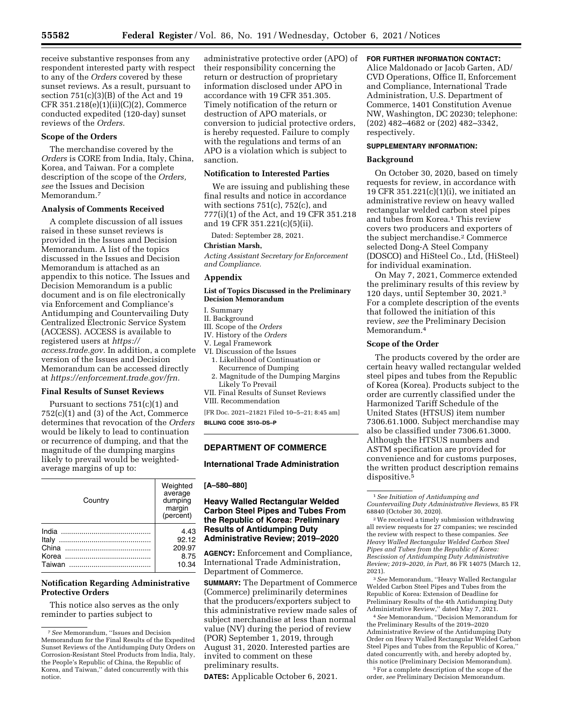receive substantive responses from any respondent interested party with respect to any of the *Orders* covered by these sunset reviews. As a result, pursuant to section 751(c)(3)(B) of the Act and 19 CFR 351.218(e)(1)(ii)(C)(2), Commerce conducted expedited (120-day) sunset reviews of the *Orders.*

### Scope of the Orders

The merchandise covered by the *Orders* is CORE from India, Italy, China, Korea, and Taiwan. For a complete description of the scope of the *Orders, see* the Issues and Decision Memorandum.[7]

### Analysis of Comments Received

A complete discussion of all issues raised in these sunset reviews is provided in the Issues and Decision Memorandum. A list of the topics discussed in the Issues and Decision Memorandum is attached as an appendix to this notice. The Issues and Decision Memorandum is a public document and is on file electronically via Enforcement and Compliance's Antidumping and Countervailing Duty Centralized Electronic Service System (ACCESS). ACCESS is available to registered users at *https://access.trade.gov.* In addition, a complete version of the Issues and Decision Memorandum can be accessed directly at *https://enforcement.trade.gov/frn.*

### Final Results of Sunset Reviews

Pursuant to sections 751(c)(1) and 752(c)(1) and (3) of the Act, Commerce determines that revocation of the *Orders* would be likely to lead to continuation or recurrence of dumping, and that the magnitude of the dumping margins likely to prevail would be weighted-average margins of up to:

| Country | Weighted average dumping margin (percent) |
|---|---|
| India | 4.43 |
| Italy | 92.12 |
| China | 209.97 |
| Korea | 8.75 |
| Taiwan | 10.34 |

### Notification Regarding Administrative Protective Orders

This notice also serves as the only reminder to parties subject to administrative protective order (APO) of their responsibility concerning the return or destruction of proprietary information disclosed under APO in accordance with 19 CFR 351.305. Timely notification of the return or destruction of APO materials, or conversion to judicial protective orders, is hereby requested. Failure to comply with the regulations and terms of an APO is a violation which is subject to sanction.

### Notification to Interested Parties

We are issuing and publishing these final results and notice in accordance with sections 751(c), 752(c), and 777(i)(1) of the Act, and 19 CFR 351.218 and 19 CFR 351.221(c)(5)(ii).

Dated: September 28, 2021.

**Christian Marsh,**

*Acting Assistant Secretary for Enforcement and Compliance.*

### Appendix

#### List of Topics Discussed in the Preliminary Decision Memorandum

I. Summary
II. Background
III. Scope of the *Orders*
IV. History of the *Orders*
V. Legal Framework
VI. Discussion of the Issues
  1. Likelihood of Continuation or Recurrence of Dumping
  2. Magnitude of the Dumping Margins Likely To Prevail
VII. Final Results of Sunset Reviews
VIII. Recommendation

[FR Doc. 2021–21821 Filed 10–5–21; 8:45 am]

**BILLING CODE 3510–DS–P**

---

## DEPARTMENT OF COMMERCE

### International Trade Administration

**[A–580–880]**

### Heavy Walled Rectangular Welded Carbon Steel Pipes and Tubes From the Republic of Korea: Preliminary Results of Antidumping Duty Administrative Review; 2019–2020

**AGENCY:** Enforcement and Compliance, International Trade Administration, Department of Commerce.

**SUMMARY:** The Department of Commerce (Commerce) preliminarily determines that the producers/exporters subject to this administrative review made sales of subject merchandise at less than normal value (NV) during the period of review (POR) September 1, 2019, through August 31, 2020. Interested parties are invited to comment on these preliminary results.

**DATES:** Applicable October 6, 2021.

**FOR FURTHER INFORMATION CONTACT:** Alice Maldonado or Jacob Garten, AD/CVD Operations, Office II, Enforcement and Compliance, International Trade Administration, U.S. Department of Commerce, 1401 Constitution Avenue NW, Washington, DC 20230; telephone: (202) 482–4682 or (202) 482–3342, respectively.

**SUPPLEMENTARY INFORMATION:**

### Background

On October 30, 2020, based on timely requests for review, in accordance with 19 CFR 351.221(c)(1)(i), we initiated an administrative review on heavy walled rectangular welded carbon steel pipes and tubes from Korea.[1] This review covers two producers and exporters of the subject merchandise.[2] Commerce selected Dong-A Steel Company (DOSCO) and HiSteel Co., Ltd, (HiSteel) for individual examination.

On May 7, 2021, Commerce extended the preliminary results of this review by 120 days, until September 30, 2021.[3] For a complete description of the events that followed the initiation of this review, *see* the Preliminary Decision Memorandum.[4]

### Scope of the Order

The products covered by the order are certain heavy walled rectangular welded steel pipes and tubes from the Republic of Korea (Korea). Products subject to the order are currently classified under the Harmonized Tariff Schedule of the United States (HTSUS) item number 7306.61.1000. Subject merchandise may also be classified under 7306.61.3000. Although the HTSUS numbers and ASTM specification are provided for convenience and for customs purposes, the written product description remains dispositive.[5]

---

[7] *See* Memorandum, "Issues and Decision Memorandum for the Final Results of the Expedited Sunset Reviews of the Antidumping Duty Orders on Corrosion-Resistant Steel Products from India, Italy, the People's Republic of China, the Republic of Korea, and Taiwan," dated concurrently with this notice.

[1] *See Initiation of Antidumping and Countervailing Duty Administrative Reviews,* 85 FR 68840 (October 30, 2020).

[2] We received a timely submission withdrawing all review requests for 27 companies; we rescinded the review with respect to these companies. *See Heavy Walled Rectangular Welded Carbon Steel Pipes and Tubes from the Republic of Korea: Rescission of Antidumping Duty Administrative Review; 2019–2020, in Part,* 86 FR 14075 (March 12, 2021).

[3] *See* Memorandum, "Heavy Walled Rectangular Welded Carbon Steel Pipes and Tubes from the Republic of Korea: Extension of Deadline for Preliminary Results of the 4th Antidumping Duty Administrative Review," dated May 7, 2021.

[4] *See* Memorandum, "Decision Memorandum for the Preliminary Results of the 2019–2020 Administrative Review of the Antidumping Duty Order on Heavy Walled Rectangular Welded Carbon Steel Pipes and Tubes from the Republic of Korea," dated concurrently with, and hereby adopted by, this notice (Preliminary Decision Memorandum).

[5] For a complete description of the scope of the order, *see* Preliminary Decision Memorandum.